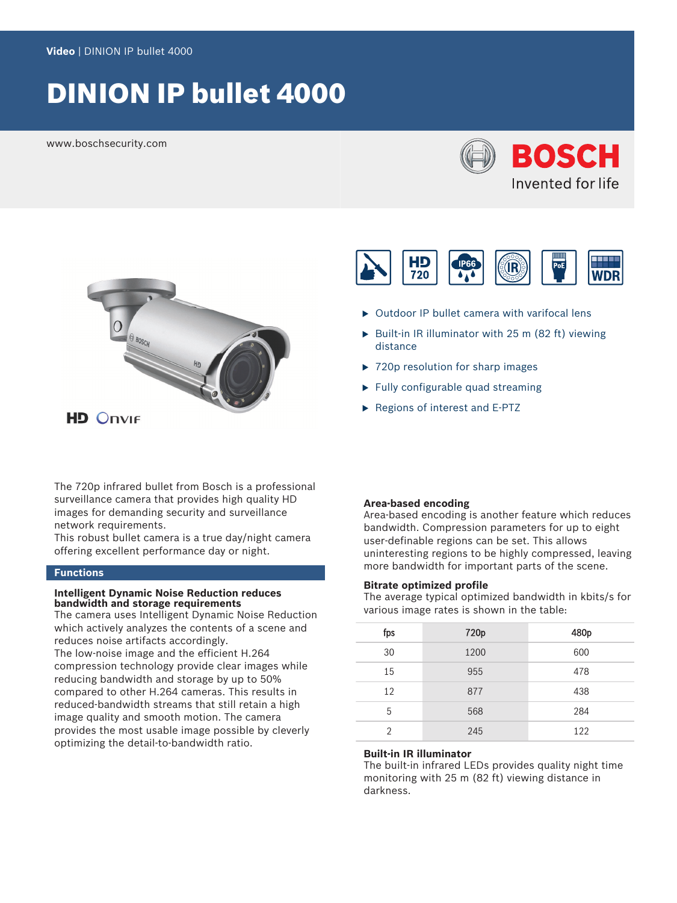Video | DINION IP bullet 4000

# DINION IP bullet 4000

www.boschsecurity.com

BOSCH
Invented for life

HD ONVIF

- Outdoor IP bullet camera with varifocal lens
- Built-in IR illuminator with 25 m (82 ft) viewing distance
- 720p resolution for sharp images
- Fully configurable quad streaming
- Regions of interest and E-PTZ

The 720p infrared bullet from Bosch is a professional surveillance camera that provides high quality HD images for demanding security and surveillance network requirements.
This robust bullet camera is a true day/night camera offering excellent performance day or night.

## Functions

**Intelligent Dynamic Noise Reduction reduces bandwidth and storage requirements**
The camera uses Intelligent Dynamic Noise Reduction which actively analyzes the contents of a scene and reduces noise artifacts accordingly.
The low-noise image and the efficient H.264 compression technology provide clear images while reducing bandwidth and storage by up to 50% compared to other H.264 cameras. This results in reduced-bandwidth streams that still retain a high image quality and smooth motion. The camera provides the most usable image possible by cleverly optimizing the detail-to-bandwidth ratio.

**Area-based encoding**
Area-based encoding is another feature which reduces bandwidth. Compression parameters for up to eight user-definable regions can be set. This allows uninteresting regions to be highly compressed, leaving more bandwidth for important parts of the scene.

**Bitrate optimized profile**
The average typical optimized bandwidth in kbits/s for various image rates is shown in the table:

| fps | 720p | 480p |
|---|---|---|
| 30 | 1200 | 600 |
| 15 | 955 | 478 |
| 12 | 877 | 438 |
| 5 | 568 | 284 |
| 2 | 245 | 122 |

**Built-in IR illuminator**
The built-in infrared LEDs provides quality night time monitoring with 25 m (82 ft) viewing distance in darkness.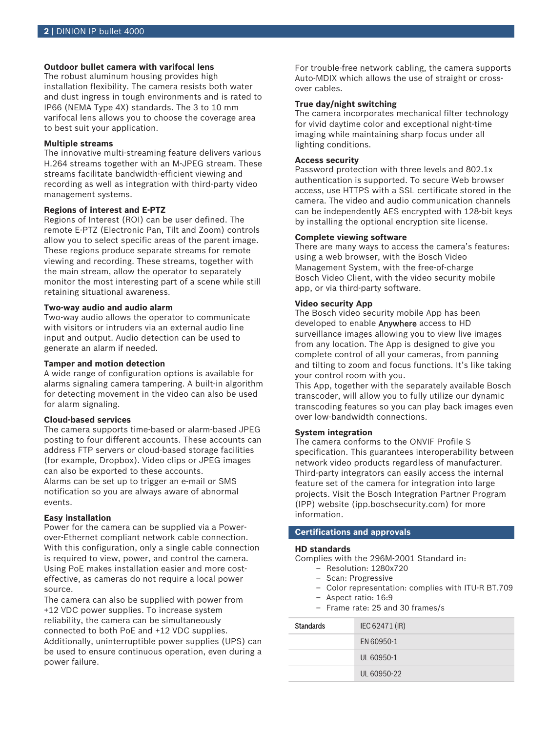### Outdoor bullet camera with varifocal lens

The robust aluminum housing provides high installation flexibility. The camera resists both water and dust ingress in tough environments and is rated to IP66 (NEMA Type 4X) standards. The 3 to 10 mm varifocal lens allows you to choose the coverage area to best suit your application.

### Multiple streams

The innovative multi-streaming feature delivers various H.264 streams together with an M-JPEG stream. These streams facilitate bandwidth-efficient viewing and recording as well as integration with third-party video management systems.

### Regions of interest and E-PTZ

Regions of Interest (ROI) can be user defined. The remote E-PTZ (Electronic Pan, Tilt and Zoom) controls allow you to select specific areas of the parent image. These regions produce separate streams for remote viewing and recording. These streams, together with the main stream, allow the operator to separately monitor the most interesting part of a scene while still retaining situational awareness.

### Two-way audio and audio alarm

Two-way audio allows the operator to communicate with visitors or intruders via an external audio line input and output. Audio detection can be used to generate an alarm if needed.

### Tamper and motion detection

A wide range of configuration options is available for alarms signaling camera tampering. A built-in algorithm for detecting movement in the video can also be used for alarm signaling.

### Cloud-based services

The camera supports time-based or alarm-based JPEG posting to four different accounts. These accounts can address FTP servers or cloud-based storage facilities (for example, Dropbox). Video clips or JPEG images can also be exported to these accounts.
Alarms can be set up to trigger an e-mail or SMS notification so you are always aware of abnormal events.

### Easy installation

Power for the camera can be supplied via a Power-over-Ethernet compliant network cable connection. With this configuration, only a single cable connection is required to view, power, and control the camera. Using PoE makes installation easier and more cost-effective, as cameras do not require a local power source.
The camera can also be supplied with power from +12 VDC power supplies. To increase system reliability, the camera can be simultaneously connected to both PoE and +12 VDC supplies. Additionally, uninterruptible power supplies (UPS) can be used to ensure continuous operation, even during a power failure.

For trouble-free network cabling, the camera supports Auto-MDIX which allows the use of straight or cross-over cables.

### True day/night switching

The camera incorporates mechanical filter technology for vivid daytime color and exceptional night-time imaging while maintaining sharp focus under all lighting conditions.

### Access security

Password protection with three levels and 802.1x authentication is supported. To secure Web browser access, use HTTPS with a SSL certificate stored in the camera. The video and audio communication channels can be independently AES encrypted with 128-bit keys by installing the optional encryption site license.

### Complete viewing software

There are many ways to access the camera's features: using a web browser, with the Bosch Video Management System, with the free-of-charge Bosch Video Client, with the video security mobile app, or via third-party software.

### Video security App

The Bosch video security mobile App has been developed to enable Anywhere access to HD surveillance images allowing you to view live images from any location. The App is designed to give you complete control of all your cameras, from panning and tilting to zoom and focus functions. It's like taking your control room with you.
This App, together with the separately available Bosch transcoder, will allow you to fully utilize our dynamic transcoding features so you can play back images even over low-bandwidth connections.

### System integration

The camera conforms to the ONVIF Profile S specification. This guarantees interoperability between network video products regardless of manufacturer. Third-party integrators can easily access the internal feature set of the camera for integration into large projects. Visit the Bosch Integration Partner Program (IPP) website (ipp.boschsecurity.com) for more information.

## Certifications and approvals

### HD standards

Complies with the 296M-2001 Standard in:

- Resolution: 1280x720
- Scan: Progressive
- Color representation: complies with ITU-R BT.709
- Aspect ratio: 16:9
- Frame rate: 25 and 30 frames/s

| Standards | IEC 62471 (IR) |
|---|---|
| | EN 60950-1 |
| | UL 60950-1 |
| | UL 60950-22 |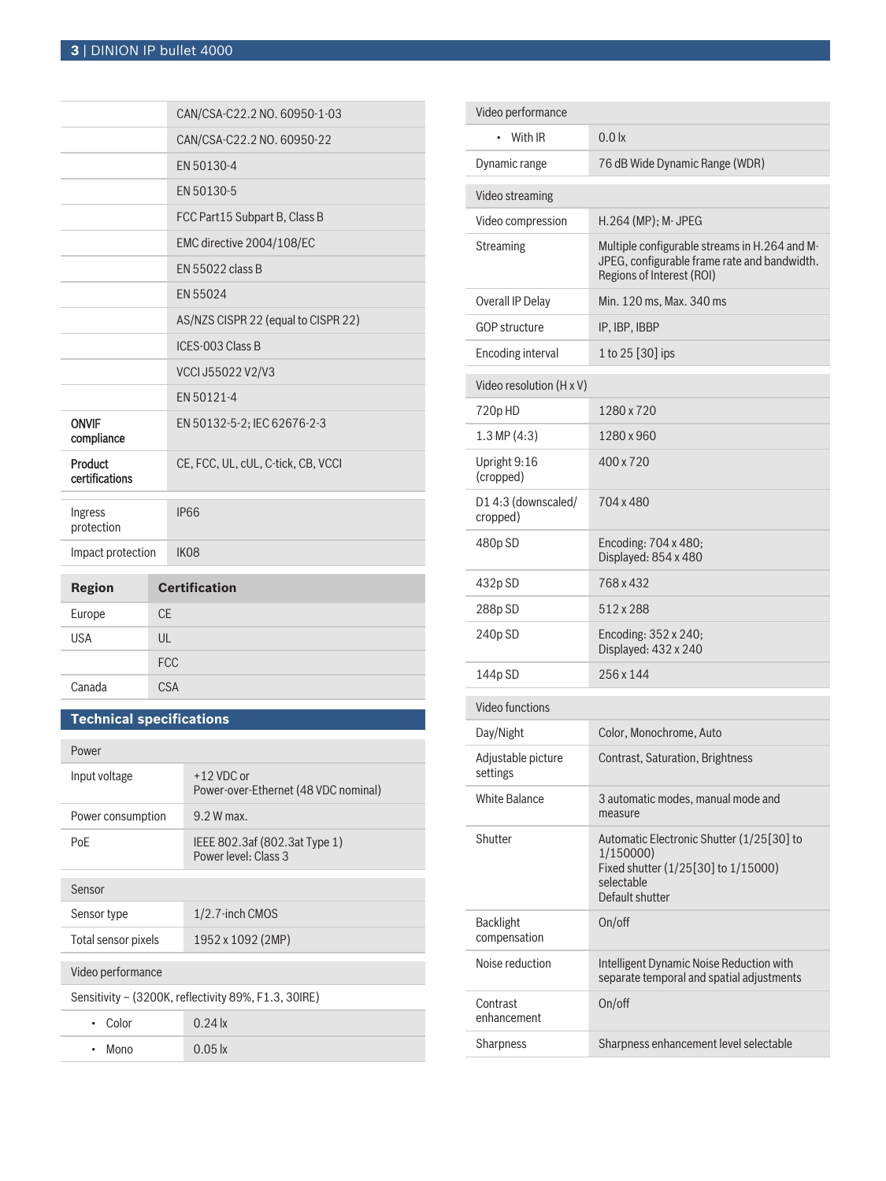| | |
|---|---|
| | CAN/CSA-C22.2 NO. 60950-1-03 |
| | CAN/CSA-C22.2 NO. 60950-22 |
| | EN 50130-4 |
| | EN 50130-5 |
| | FCC Part15 Subpart B, Class B |
| | EMC directive 2004/108/EC |
| | EN 55022 class B |
| | EN 55024 |
| | AS/NZS CISPR 22 (equal to CISPR 22) |
| | ICES-003 Class B |
| | VCCI J55022 V2/V3 |
| | EN 50121-4 |
| **ONVIF compliance** | EN 50132-5-2; IEC 62676-2-3 |
| **Product certifications** | CE, FCC, UL, cUL, C-tick, CB, VCCI |

| | |
|---|---|
| Ingress protection | IP66 |
| Impact protection | IK08 |

| Region | Certification |
|---|---|
| Europe | CE |
| USA | UL |
| | FCC |
| Canada | CSA |

## Technical specifications

| Power | |
|---|---|
| Input voltage | +12 VDC or<br>Power-over-Ethernet (48 VDC nominal) |
| Power consumption | 9.2 W max. |
| PoE | IEEE 802.3af (802.3at Type 1)<br>Power level: Class 3 |

| Sensor | |
|---|---|
| Sensor type | 1/2.7-inch CMOS |
| Total sensor pixels | 1952 x 1092 (2MP) |

| Video performance | |
|---|---|
| Sensitivity – (3200K, reflectivity 89%, F1.3, 30IRE) | |
| • Color | 0.24 lx |
| • Mono | 0.05 lx |
| • With IR | 0.0 lx |
| Dynamic range | 76 dB Wide Dynamic Range (WDR) |

| Video streaming | |
|---|---|
| Video compression | H.264 (MP); M- JPEG |
| Streaming | Multiple configurable streams in H.264 and M-JPEG, configurable frame rate and bandwidth.<br>Regions of Interest (ROI) |
| Overall IP Delay | Min. 120 ms, Max. 340 ms |
| GOP structure | IP, IBP, IBBP |
| Encoding interval | 1 to 25 [30] ips |

| Video resolution (H x V) | |
|---|---|
| 720p HD | 1280 x 720 |
| 1.3 MP (4:3) | 1280 x 960 |
| Upright 9:16 (cropped) | 400 x 720 |
| D1 4:3 (downscaled/ cropped) | 704 x 480 |
| 480p SD | Encoding: 704 x 480;<br>Displayed: 854 x 480 |
| 432p SD | 768 x 432 |
| 288p SD | 512 x 288 |
| 240p SD | Encoding: 352 x 240;<br>Displayed: 432 x 240 |
| 144p SD | 256 x 144 |

| Video functions | |
|---|---|
| Day/Night | Color, Monochrome, Auto |
| Adjustable picture settings | Contrast, Saturation, Brightness |
| White Balance | 3 automatic modes, manual mode and measure |
| Shutter | Automatic Electronic Shutter (1/25[30] to 1/150000)<br>Fixed shutter (1/25[30] to 1/15000) selectable<br>Default shutter |
| Backlight compensation | On/off |
| Noise reduction | Intelligent Dynamic Noise Reduction with separate temporal and spatial adjustments |
| Contrast enhancement | On/off |
| Sharpness | Sharpness enhancement level selectable |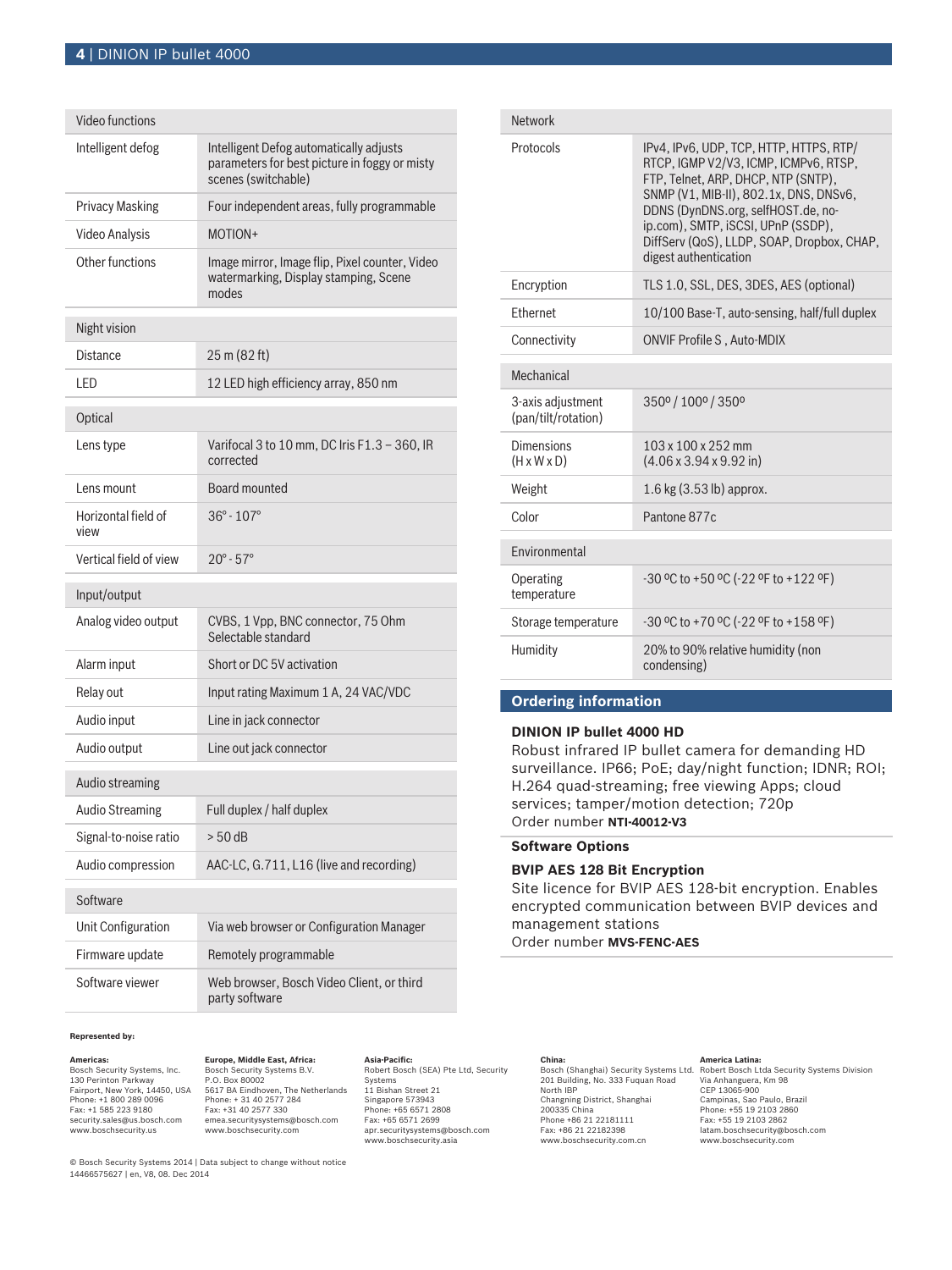| Video functions | |
|---|---|
| Intelligent defog | Intelligent Defog automatically adjusts parameters for best picture in foggy or misty scenes (switchable) |
| Privacy Masking | Four independent areas, fully programmable |
| Video Analysis | MOTION+ |
| Other functions | Image mirror, Image flip, Pixel counter, Video watermarking, Display stamping, Scene modes |

| Night vision | |
|---|---|
| Distance | 25 m (82 ft) |
| LED | 12 LED high efficiency array, 850 nm |

| Optical | |
|---|---|
| Lens type | Varifocal 3 to 10 mm, DC Iris F1.3 – 360, IR corrected |
| Lens mount | Board mounted |
| Horizontal field of view | 36° - 107° |
| Vertical field of view | 20° - 57° |

| Input/output | |
|---|---|
| Analog video output | CVBS, 1 Vpp, BNC connector, 75 Ohm Selectable standard |
| Alarm input | Short or DC 5V activation |
| Relay out | Input rating Maximum 1 A, 24 VAC/VDC |
| Audio input | Line in jack connector |
| Audio output | Line out jack connector |

| Audio streaming | |
|---|---|
| Audio Streaming | Full duplex / half duplex |
| Signal-to-noise ratio | > 50 dB |
| Audio compression | AAC-LC, G.711, L16 (live and recording) |

| Software | |
|---|---|
| Unit Configuration | Via web browser or Configuration Manager |
| Firmware update | Remotely programmable |
| Software viewer | Web browser, Bosch Video Client, or third party software |

| Network | |
|---|---|
| Protocols | IPv4, IPv6, UDP, TCP, HTTP, HTTPS, RTP/RTCP, IGMP V2/V3, ICMP, ICMPv6, RTSP, FTP, Telnet, ARP, DHCP, NTP (SNTP), SNMP (V1, MIB-II), 802.1x, DNS, DNSv6, DDNS (DynDNS.org, selfHOST.de, no-ip.com), SMTP, iSCSI, UPnP (SSDP), DiffServ (QoS), LLDP, SOAP, Dropbox, CHAP, digest authentication |
| Encryption | TLS 1.0, SSL, DES, 3DES, AES (optional) |
| Ethernet | 10/100 Base-T, auto-sensing, half/full duplex |
| Connectivity | ONVIF Profile S , Auto-MDIX |

| Mechanical | |
|---|---|
| 3-axis adjustment (pan/tilt/rotation) | 350º / 100º / 350º |
| Dimensions (H x W x D) | 103 x 100 x 252 mm (4.06 x 3.94 x 9.92 in) |
| Weight | 1.6 kg (3.53 lb) approx. |
| Color | Pantone 877c |

| Environmental | |
|---|---|
| Operating temperature | -30 ºC to +50 ºC (-22 ºF to +122 ºF) |
| Storage temperature | -30 ºC to +70 ºC (-22 ºF to +158 ºF) |
| Humidity | 20% to 90% relative humidity (non condensing) |

## Ordering information

**DINION IP bullet 4000 HD**
Robust infrared IP bullet camera for demanding HD surveillance. IP66; PoE; day/night function; IDNR; ROI; H.264 quad-streaming; free viewing Apps; cloud services; tamper/motion detection; 720p
Order number **NTI-40012-V3**

**Software Options**

**BVIP AES 128 Bit Encryption**
Site licence for BVIP AES 128-bit encryption. Enables encrypted communication between BVIP devices and management stations
Order number **MVS-FENC-AES**

**Represented by:**

**Americas:**
Bosch Security Systems, Inc.
130 Perinton Parkway
Fairport, New York, 14450, USA
Phone: +1 800 289 0096
Fax: +1 585 223 9180
security.sales@us.bosch.com
www.boschsecurity.us

**Europe, Middle East, Africa:**
Bosch Security Systems B.V.
P.O. Box 80002
5617 BA Eindhoven, The Netherlands
Phone: + 31 40 2577 284
Fax: +31 40 2577 330
emea.securitysystems@bosch.com
www.boschsecurity.com

**Asia-Pacific:**
Robert Bosch (SEA) Pte Ltd, Security Systems
11 Bishan Street 21
Singapore 573943
Phone: +65 6571 2808
Fax: +65 6571 2699
apr.securitysystems@bosch.com
www.boschsecurity.asia

**China:**
Bosch (Shanghai) Security Systems Ltd.
201 Building, No. 333 Fuquan Road
North IBP
Changning District, Shanghai
200335 China
Phone +86 21 22181111
Fax: +86 21 22182398
www.boschsecurity.com.cn

**America Latina:**
Robert Bosch Ltda Security Systems Division
Via Anhanguera, Km 98
CEP 13065-900
Campinas, Sao Paulo, Brazil
Phone: +55 19 2103 2860
Fax: +55 19 2103 2862
latam.boschsecurity@bosch.com
www.boschsecurity.com

© Bosch Security Systems 2014 | Data subject to change without notice
14466575627 | en, V8, 08. Dec 2014